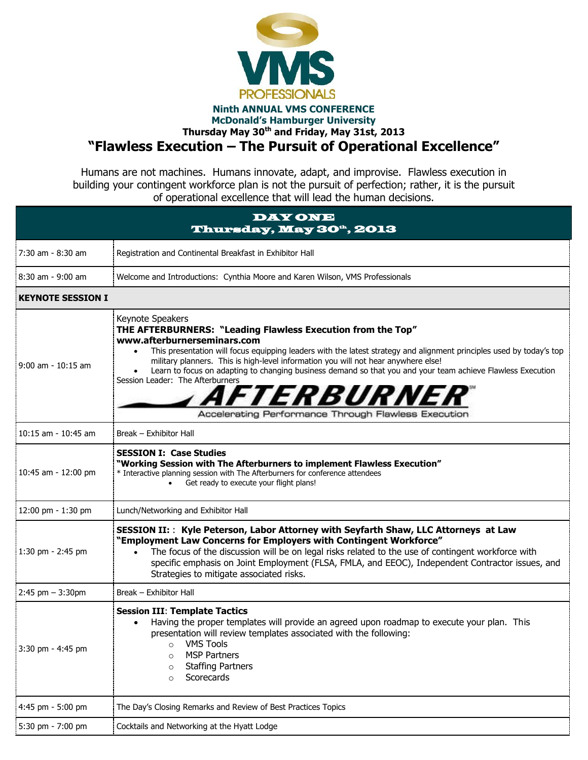VMS PROFESSIONALS

**Ninth ANNUAL VMS CONFERENCE**
**McDonald's Hamburger University**
**Thursday May 30th and Friday, May 31st, 2013**

# "Flawless Execution – The Pursuit of Operational Excellence"

Humans are not machines. Humans innovate, adapt, and improvise. Flawless execution in building your contingent workforce plan is not the pursuit of perfection; rather, it is the pursuit of operational excellence that will lead the human decisions.

## DAY ONE
## Thursday, May 30th, 2013

| Time | Details |
|---|---|
| 7:30 am - 8:30 am | Registration and Continental Breakfast in Exhibitor Hall |
| 8:30 am - 9:00 am | Welcome and Introductions: Cynthia Moore and Karen Wilson, VMS Professionals |
| **KEYNOTE SESSION I** | |
| 9:00 am - 10:15 am | Keynote Speakers<br>**THE AFTERBURNERS: "Leading Flawless Execution from the Top"**<br>**www.afterburnerseminars.com**<br>• This presentation will focus equipping leaders with the latest strategy and alignment principles used by today's top military planners. This is high-level information you will not hear anywhere else!<br>• Learn to focus on adapting to changing business demand so that you and your team achieve Flawless Execution<br>Session Leader: The Afterburners<br>AFTERBURNER℠ Accelerating Performance Through Flawless Execution |
| 10:15 am - 10:45 am | Break – Exhibitor Hall |
| 10:45 am - 12:00 pm | **SESSION I: Case Studies**<br>**"Working Session with The Afterburners to implement Flawless Execution"**<br>* Interactive planning session with The Afterburners for conference attendees<br>• Get ready to execute your flight plans! |
| 12:00 pm - 1:30 pm | Lunch/Networking and Exhibitor Hall |
| 1:30 pm - 2:45 pm | **SESSION II: : Kyle Peterson, Labor Attorney with Seyfarth Shaw, LLC Attorneys at Law**<br>**"Employment Law Concerns for Employers with Contingent Workforce"**<br>• The focus of the discussion will be on legal risks related to the use of contingent workforce with specific emphasis on Joint Employment (FLSA, FMLA, and EEOC), Independent Contractor issues, and Strategies to mitigate associated risks. |
| 2:45 pm – 3:30pm | Break – Exhibitor Hall |
| 3:30 pm - 4:45 pm | **Session III: Template Tactics**<br>• Having the proper templates will provide an agreed upon roadmap to execute your plan. This presentation will review templates associated with the following:<br>  ○ VMS Tools<br>  ○ MSP Partners<br>  ○ Staffing Partners<br>  ○ Scorecards |
| 4:45 pm - 5:00 pm | The Day's Closing Remarks and Review of Best Practices Topics |
| 5:30 pm - 7:00 pm | Cocktails and Networking at the Hyatt Lodge |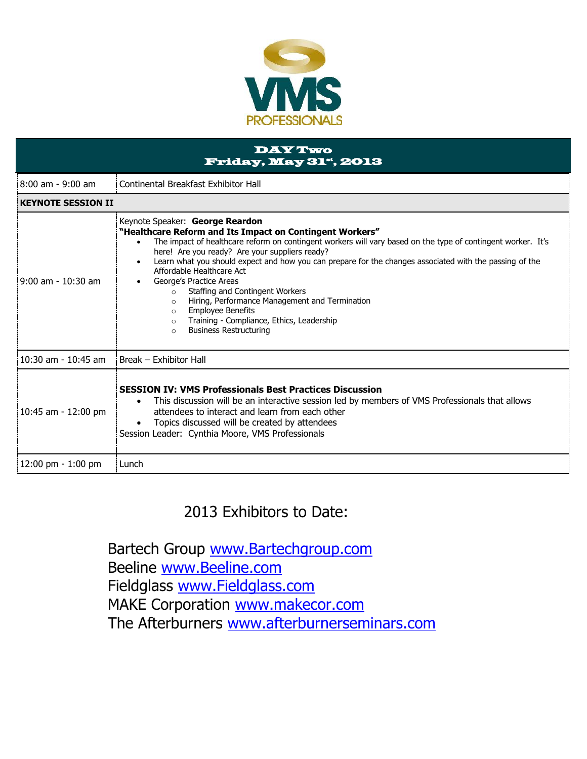VMS PROFESSIONALS

## DAY Two
## Friday, May 31st, 2013

| | |
|---|---|
| 8:00 am - 9:00 am | Continental Breakfast Exhibitor Hall |
| **KEYNOTE SESSION II** | |
| 9:00 am - 10:30 am | Keynote Speaker: **George Reardon**<br>**"Healthcare Reform and Its Impact on Contingent Workers"**<br>• The impact of healthcare reform on contingent workers will vary based on the type of contingent worker. It's here! Are you ready? Are your suppliers ready?<br>• Learn what you should expect and how you can prepare for the changes associated with the passing of the Affordable Healthcare Act<br>• George's Practice Areas<br>&nbsp;&nbsp;○ Staffing and Contingent Workers<br>&nbsp;&nbsp;○ Hiring, Performance Management and Termination<br>&nbsp;&nbsp;○ Employee Benefits<br>&nbsp;&nbsp;○ Training - Compliance, Ethics, Leadership<br>&nbsp;&nbsp;○ Business Restructuring |
| 10:30 am - 10:45 am | Break – Exhibitor Hall |
| 10:45 am - 12:00 pm | **SESSION IV: VMS Professionals Best Practices Discussion**<br>• This discussion will be an interactive session led by members of VMS Professionals that allows attendees to interact and learn from each other<br>• Topics discussed will be created by attendees<br>Session Leader: Cynthia Moore, VMS Professionals |
| 12:00 pm - 1:00 pm | Lunch |

## 2013 Exhibitors to Date:

Bartech Group www.Bartechgroup.com
Beeline www.Beeline.com
Fieldglass www.Fieldglass.com
MAKE Corporation www.makecor.com
The Afterburners www.afterburnerseminars.com